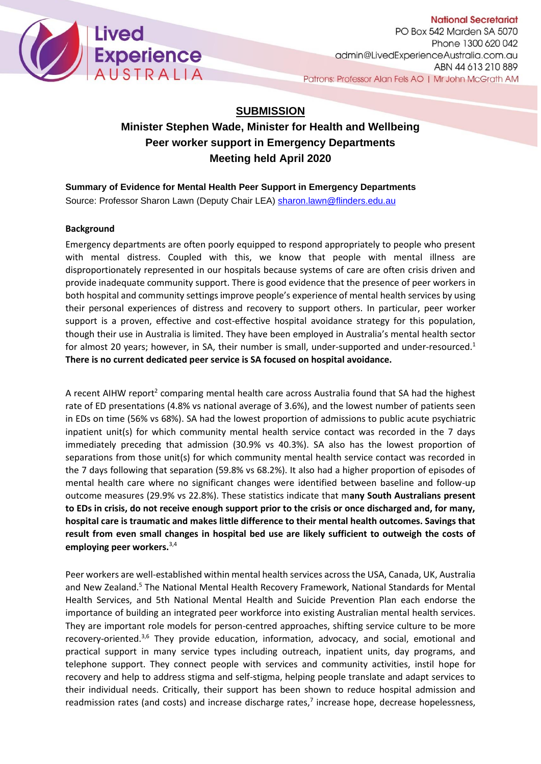Lived Experience AUSTRALIA

**National Secretariat**
PO Box 542 Marden SA 5070
Phone 1300 620 042
admin@LivedExperienceAustralia.com.au
ABN 44 613 210 889
Patrons: Professor Alan Fels AO | Mr John McGrath AM

# SUBMISSION

## Minister Stephen Wade, Minister for Health and Wellbeing
## Peer worker support in Emergency Departments
## Meeting held April 2020

**Summary of Evidence for Mental Health Peer Support in Emergency Departments**
Source: Professor Sharon Lawn (Deputy Chair LEA) sharon.lawn@flinders.edu.au

**Background**

Emergency departments are often poorly equipped to respond appropriately to people who present with mental distress. Coupled with this, we know that people with mental illness are disproportionately represented in our hospitals because systems of care are often crisis driven and provide inadequate community support. There is good evidence that the presence of peer workers in both hospital and community settings improve people's experience of mental health services by using their personal experiences of distress and recovery to support others. In particular, peer worker support is a proven, effective and cost-effective hospital avoidance strategy for this population, though their use in Australia is limited. They have been employed in Australia's mental health sector for almost 20 years; however, in SA, their number is small, under-supported and under-resourced.[1] **There is no current dedicated peer service is SA focused on hospital avoidance.**

A recent AIHW report[2] comparing mental health care across Australia found that SA had the highest rate of ED presentations (4.8% vs national average of 3.6%), and the lowest number of patients seen in EDs on time (56% vs 68%). SA had the lowest proportion of admissions to public acute psychiatric inpatient unit(s) for which community mental health service contact was recorded in the 7 days immediately preceding that admission (30.9% vs 40.3%). SA also has the lowest proportion of separations from those unit(s) for which community mental health service contact was recorded in the 7 days following that separation (59.8% vs 68.2%). It also had a higher proportion of episodes of mental health care where no significant changes were identified between baseline and follow-up outcome measures (29.9% vs 22.8%). These statistics indicate that m**any South Australians present to EDs in crisis, do not receive enough support prior to the crisis or once discharged and, for many, hospital care is traumatic and makes little difference to their mental health outcomes. Savings that result from even small changes in hospital bed use are likely sufficient to outweigh the costs of employing peer workers.**[3,4]

Peer workers are well-established within mental health services across the USA, Canada, UK, Australia and New Zealand.[5] The National Mental Health Recovery Framework, National Standards for Mental Health Services, and 5th National Mental Health and Suicide Prevention Plan each endorse the importance of building an integrated peer workforce into existing Australian mental health services. They are important role models for person-centred approaches, shifting service culture to be more recovery-oriented.[3,6] They provide education, information, advocacy, and social, emotional and practical support in many service types including outreach, inpatient units, day programs, and telephone support. They connect people with services and community activities, instil hope for recovery and help to address stigma and self-stigma, helping people translate and adapt services to their individual needs. Critically, their support has been shown to reduce hospital admission and readmission rates (and costs) and increase discharge rates,[7] increase hope, decrease hopelessness,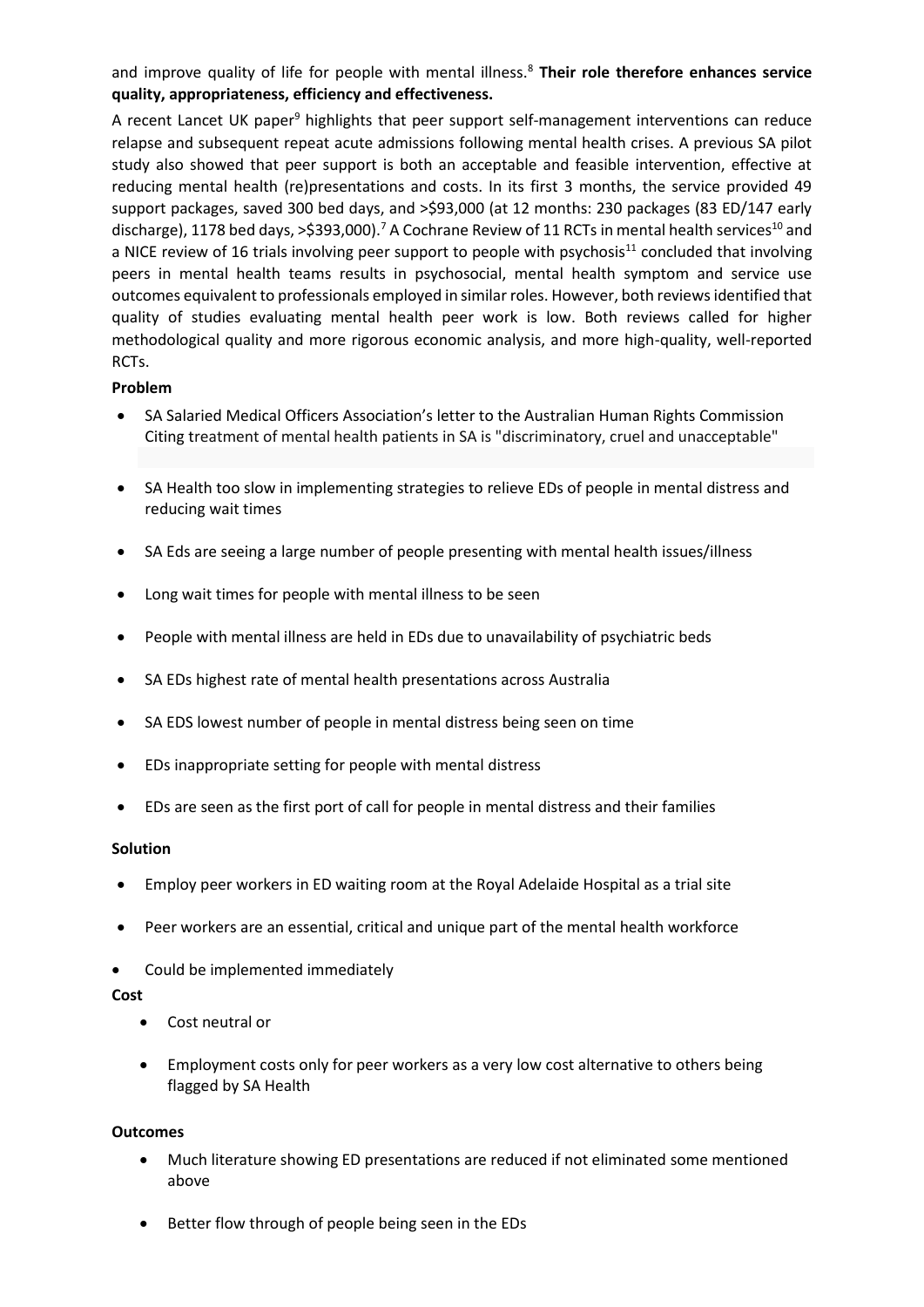and improve quality of life for people with mental illness.[8] **Their role therefore enhances service quality, appropriateness, efficiency and effectiveness.**

A recent Lancet UK paper[9] highlights that peer support self-management interventions can reduce relapse and subsequent repeat acute admissions following mental health crises. A previous SA pilot study also showed that peer support is both an acceptable and feasible intervention, effective at reducing mental health (re)presentations and costs. In its first 3 months, the service provided 49 support packages, saved 300 bed days, and >$93,000 (at 12 months: 230 packages (83 ED/147 early discharge), 1178 bed days, >$393,000).[7] A Cochrane Review of 11 RCTs in mental health services[10] and a NICE review of 16 trials involving peer support to people with psychosis[11] concluded that involving peers in mental health teams results in psychosocial, mental health symptom and service use outcomes equivalent to professionals employed in similar roles. However, both reviews identified that quality of studies evaluating mental health peer work is low. Both reviews called for higher methodological quality and more rigorous economic analysis, and more high-quality, well-reported RCTs.

**Problem**

- SA Salaried Medical Officers Association's letter to the Australian Human Rights Commission Citing treatment of mental health patients in SA is "discriminatory, cruel and unacceptable"
- SA Health too slow in implementing strategies to relieve EDs of people in mental distress and reducing wait times
- SA Eds are seeing a large number of people presenting with mental health issues/illness
- Long wait times for people with mental illness to be seen
- People with mental illness are held in EDs due to unavailability of psychiatric beds
- SA EDs highest rate of mental health presentations across Australia
- SA EDS lowest number of people in mental distress being seen on time
- EDs inappropriate setting for people with mental distress
- EDs are seen as the first port of call for people in mental distress and their families

**Solution**

- Employ peer workers in ED waiting room at the Royal Adelaide Hospital as a trial site
- Peer workers are an essential, critical and unique part of the mental health workforce
- Could be implemented immediately

**Cost**

- Cost neutral or
- Employment costs only for peer workers as a very low cost alternative to others being flagged by SA Health

**Outcomes**

- Much literature showing ED presentations are reduced if not eliminated some mentioned above
- Better flow through of people being seen in the EDs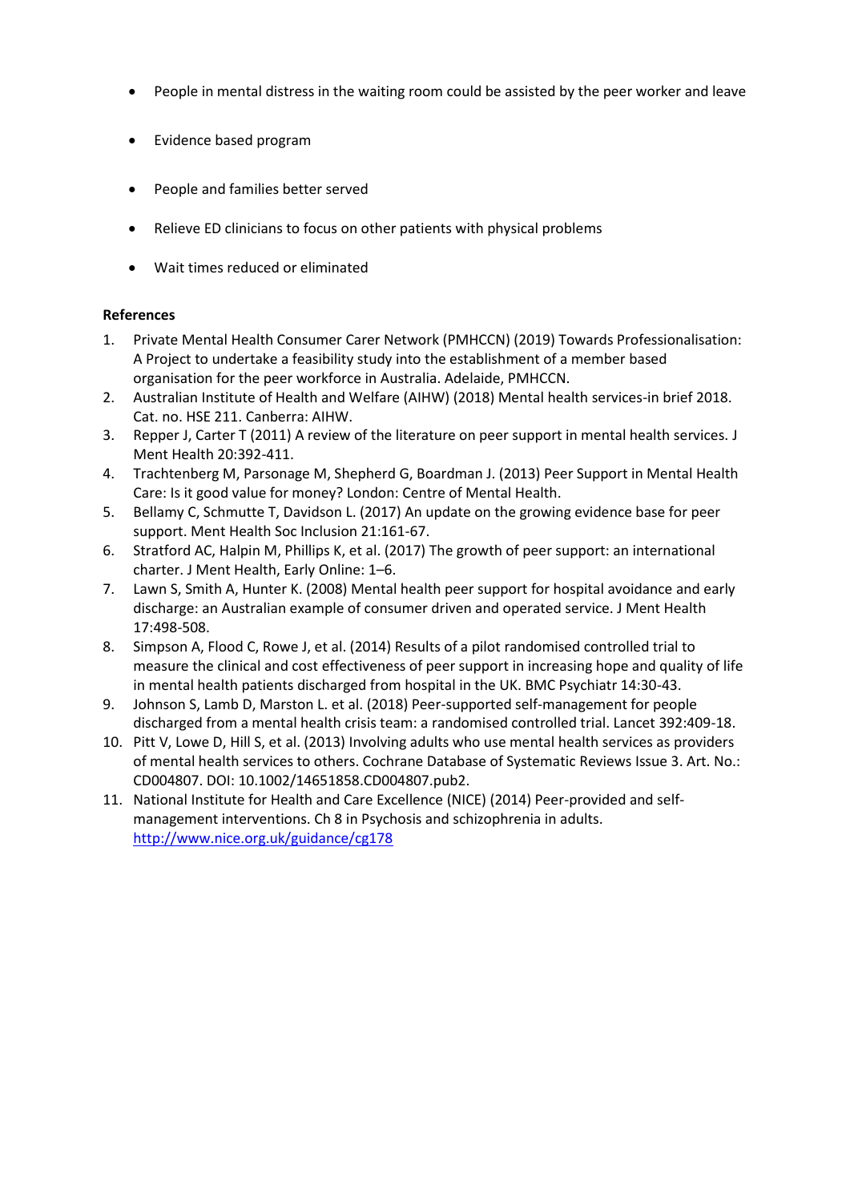- People in mental distress in the waiting room could be assisted by the peer worker and leave
- Evidence based program
- People and families better served
- Relieve ED clinicians to focus on other patients with physical problems
- Wait times reduced or eliminated

**References**

1. Private Mental Health Consumer Carer Network (PMHCCN) (2019) Towards Professionalisation: A Project to undertake a feasibility study into the establishment of a member based organisation for the peer workforce in Australia. Adelaide, PMHCCN.
2. Australian Institute of Health and Welfare (AIHW) (2018) Mental health services-in brief 2018. Cat. no. HSE 211. Canberra: AIHW.
3. Repper J, Carter T (2011) A review of the literature on peer support in mental health services. J Ment Health 20:392-411.
4. Trachtenberg M, Parsonage M, Shepherd G, Boardman J. (2013) Peer Support in Mental Health Care: Is it good value for money? London: Centre of Mental Health.
5. Bellamy C, Schmutte T, Davidson L. (2017) An update on the growing evidence base for peer support. Ment Health Soc Inclusion 21:161-67.
6. Stratford AC, Halpin M, Phillips K, et al. (2017) The growth of peer support: an international charter. J Ment Health, Early Online: 1–6.
7. Lawn S, Smith A, Hunter K. (2008) Mental health peer support for hospital avoidance and early discharge: an Australian example of consumer driven and operated service. J Ment Health 17:498-508.
8. Simpson A, Flood C, Rowe J, et al. (2014) Results of a pilot randomised controlled trial to measure the clinical and cost effectiveness of peer support in increasing hope and quality of life in mental health patients discharged from hospital in the UK. BMC Psychiatr 14:30-43.
9. Johnson S, Lamb D, Marston L. et al. (2018) Peer-supported self-management for people discharged from a mental health crisis team: a randomised controlled trial. Lancet 392:409-18.
10. Pitt V, Lowe D, Hill S, et al. (2013) Involving adults who use mental health services as providers of mental health services to others. Cochrane Database of Systematic Reviews Issue 3. Art. No.: CD004807. DOI: 10.1002/14651858.CD004807.pub2.
11. National Institute for Health and Care Excellence (NICE) (2014) Peer-provided and self-management interventions. Ch 8 in Psychosis and schizophrenia in adults. [http://www.nice.org.uk/guidance/cg178](http://www.nice.org.uk/guidance/cg178)